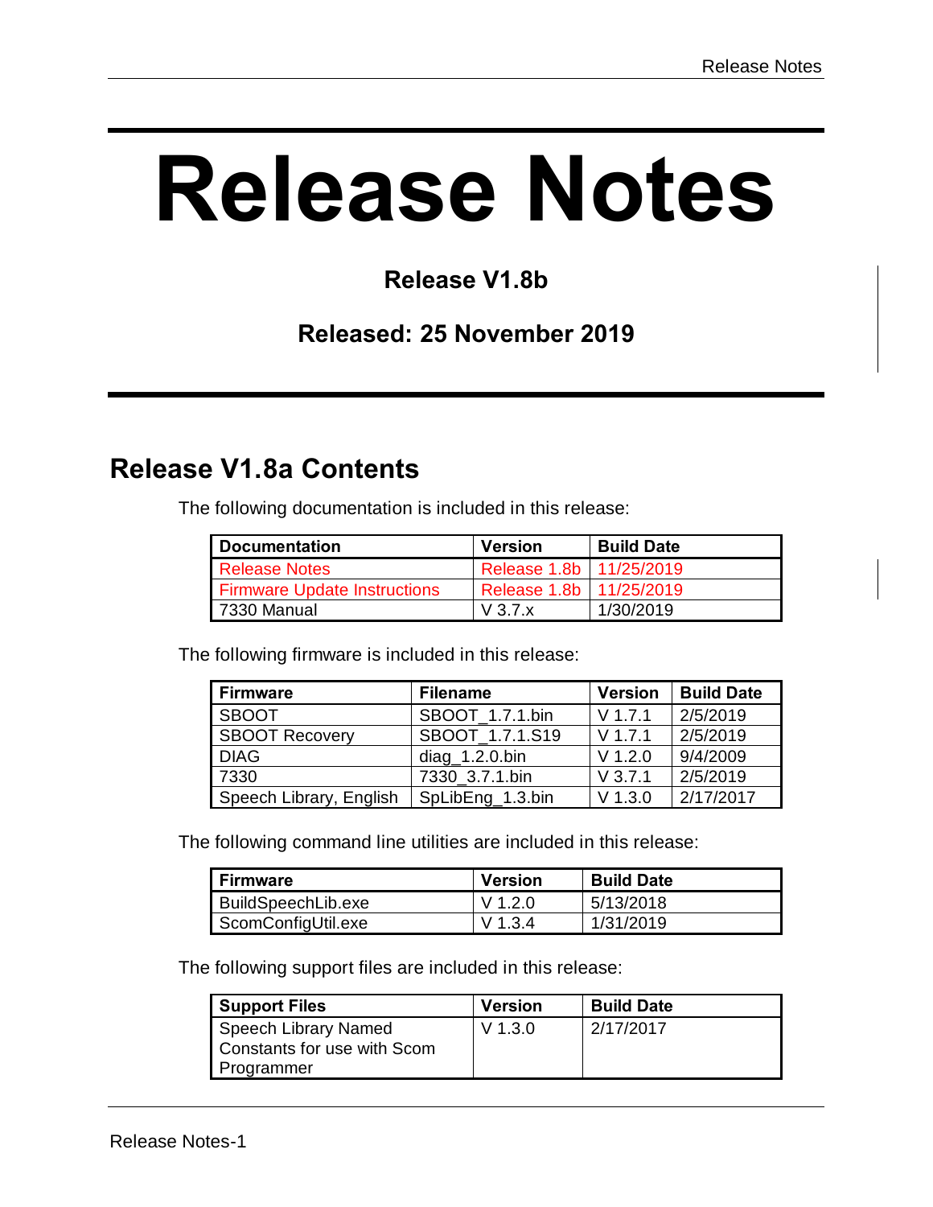# Release Notes

## Release V1.8b

## Released: 25 November 2019

## Release V1.8a Contents

The following documentation is included in this release:

| Documentation | Version | Build Date |
| --- | --- | --- |
| Release Notes | Release 1.8b | 11/25/2019 |
| Firmware Update Instructions | Release 1.8b | 11/25/2019 |
| 7330 Manual | V 3.7.x | 1/30/2019 |

The following firmware is included in this release:

| Firmware | Filename | Version | Build Date |
| --- | --- | --- | --- |
| SBOOT | SBOOT_1.7.1.bin | V 1.7.1 | 2/5/2019 |
| SBOOT Recovery | SBOOT_1.7.1.S19 | V 1.7.1 | 2/5/2019 |
| DIAG | diag_1.2.0.bin | V 1.2.0 | 9/4/2009 |
| 7330 | 7330_3.7.1.bin | V 3.7.1 | 2/5/2019 |
| Speech Library, English | SpLibEng_1.3.bin | V 1.3.0 | 2/17/2017 |

The following command line utilities are included in this release:

| Firmware | Version | Build Date |
| --- | --- | --- |
| BuildSpeechLib.exe | V 1.2.0 | 5/13/2018 |
| ScomConfigUtil.exe | V 1.3.4 | 1/31/2019 |

The following support files are included in this release:

| Support Files | Version | Build Date |
| --- | --- | --- |
| Speech Library Named Constants for use with Scom Programmer | V 1.3.0 | 2/17/2017 |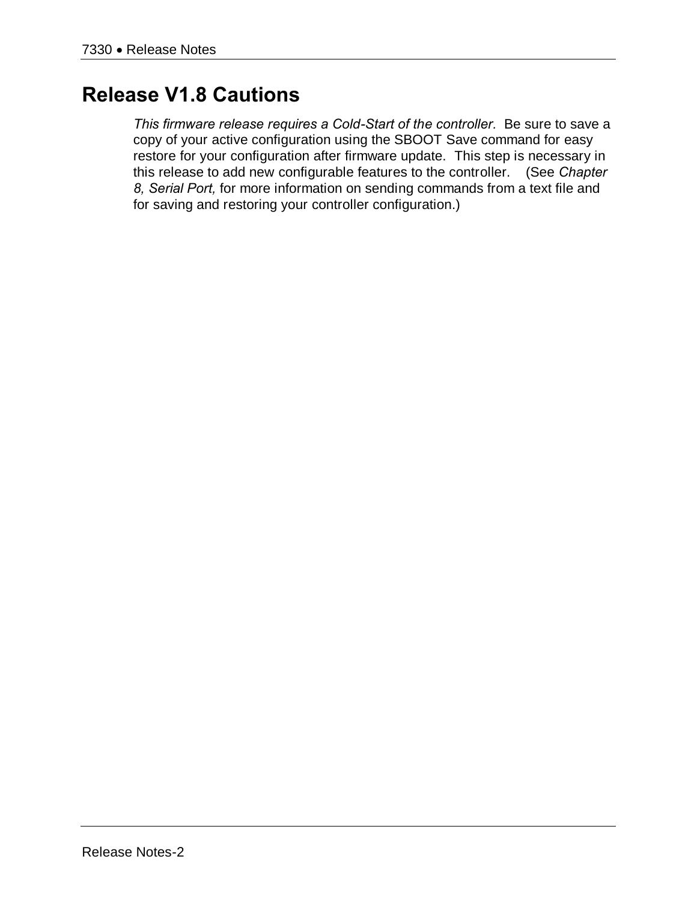# Release V1.8 Cautions

*This firmware release requires a Cold-Start of the controller.* Be sure to save a copy of your active configuration using the SBOOT Save command for easy restore for your configuration after firmware update. This step is necessary in this release to add new configurable features to the controller. (See *Chapter 8, Serial Port,* for more information on sending commands from a text file and for saving and restoring your controller configuration.)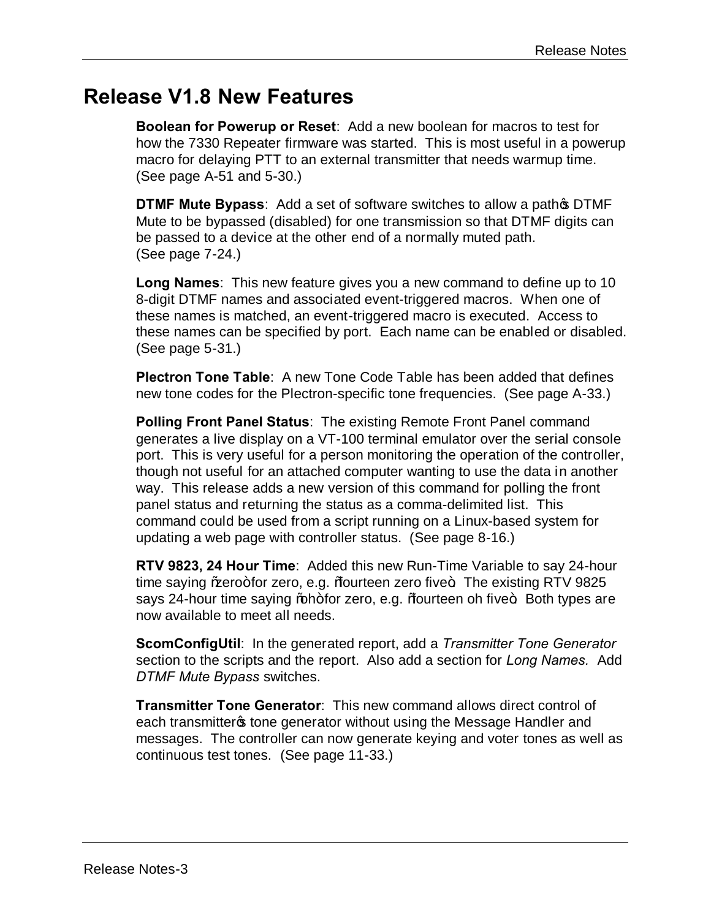# Release V1.8 New Features

**Boolean for Powerup or Reset**: Add a new boolean for macros to test for how the 7330 Repeater firmware was started. This is most useful in a powerup macro for delaying PTT to an external transmitter that needs warmup time. (See page A-51 and 5-30.)

**DTMF Mute Bypass**: Add a set of software switches to allow a path's DTMF Mute to be bypassed (disabled) for one transmission so that DTMF digits can be passed to a device at the other end of a normally muted path. (See page 7-24.)

**Long Names**: This new feature gives you a new command to define up to 10 8-digit DTMF names and associated event-triggered macros. When one of these names is matched, an event-triggered macro is executed. Access to these names can be specified by port. Each name can be enabled or disabled. (See page 5-31.)

**Plectron Tone Table**: A new Tone Code Table has been added that defines new tone codes for the Plectron-specific tone frequencies. (See page A-33.)

**Polling Front Panel Status**: The existing Remote Front Panel command generates a live display on a VT-100 terminal emulator over the serial console port. This is very useful for a person monitoring the operation of the controller, though not useful for an attached computer wanting to use the data in another way. This release adds a new version of this command for polling the front panel status and returning the status as a comma-delimited list. This command could be used from a script running on a Linux-based system for updating a web page with controller status. (See page 8-16.)

**RTV 9823, 24 Hour Time**: Added this new Run-Time Variable to say 24-hour time saying "zero" for zero, e.g. "fourteen zero five". The existing RTV 9825 says 24-hour time saying "oh" for zero, e.g. "fourteen oh five". Both types are now available to meet all needs.

**ScomConfigUtil**: In the generated report, add a *Transmitter Tone Generator* section to the scripts and the report. Also add a section for *Long Names.* Add *DTMF Mute Bypass* switches.

**Transmitter Tone Generator**: This new command allows direct control of each transmitter's tone generator without using the Message Handler and messages. The controller can now generate keying and voter tones as well as continuous test tones. (See page 11-33.)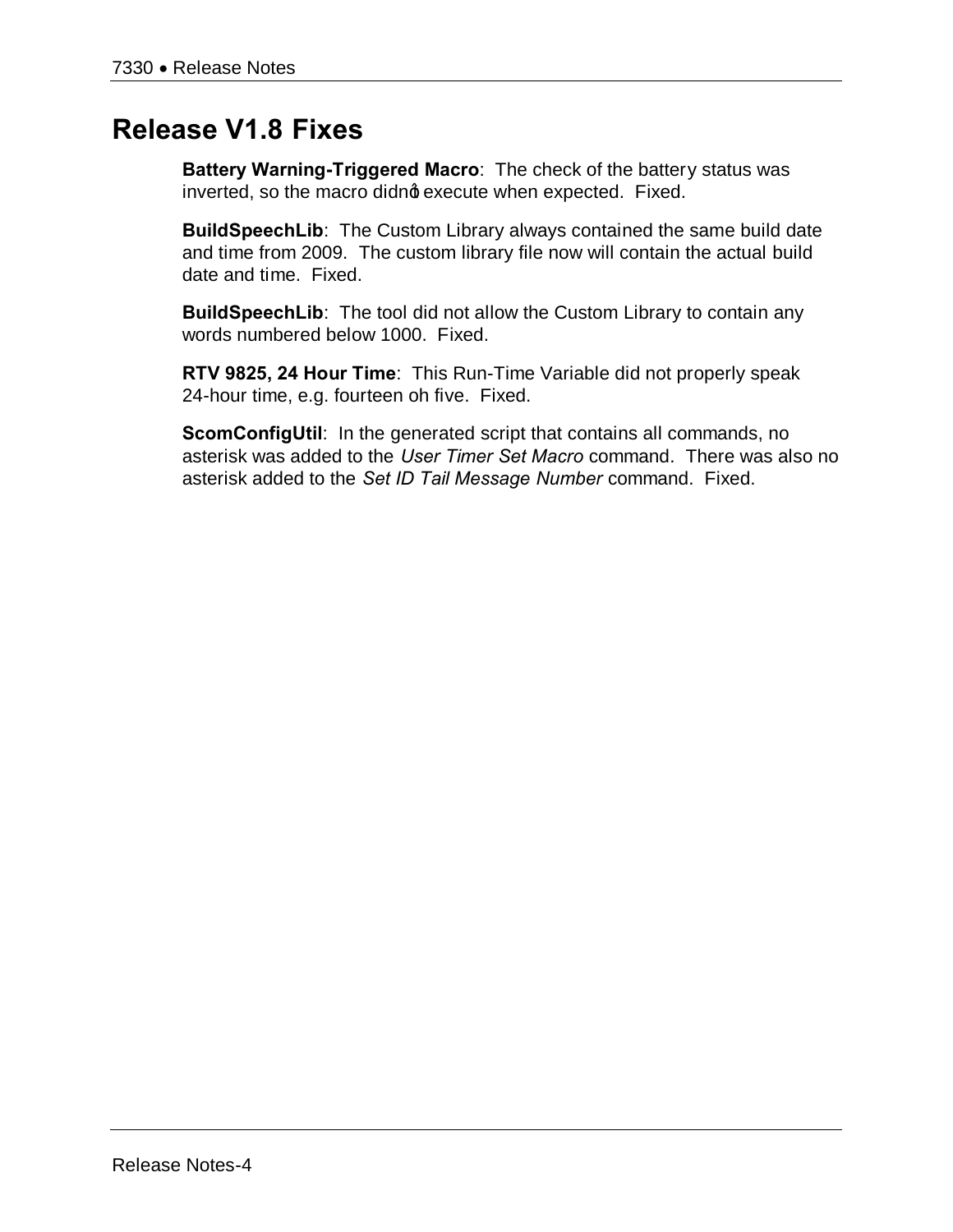# Release V1.8 Fixes

**Battery Warning-Triggered Macro**: The check of the battery status was inverted, so the macro didn't execute when expected. Fixed.

**BuildSpeechLib**: The Custom Library always contained the same build date and time from 2009. The custom library file now will contain the actual build date and time. Fixed.

**BuildSpeechLib**: The tool did not allow the Custom Library to contain any words numbered below 1000. Fixed.

**RTV 9825, 24 Hour Time**: This Run-Time Variable did not properly speak 24-hour time, e.g. fourteen oh five. Fixed.

**ScomConfigUtil**: In the generated script that contains all commands, no asterisk was added to the *User Timer Set Macro* command. There was also no asterisk added to the *Set ID Tail Message Number* command. Fixed.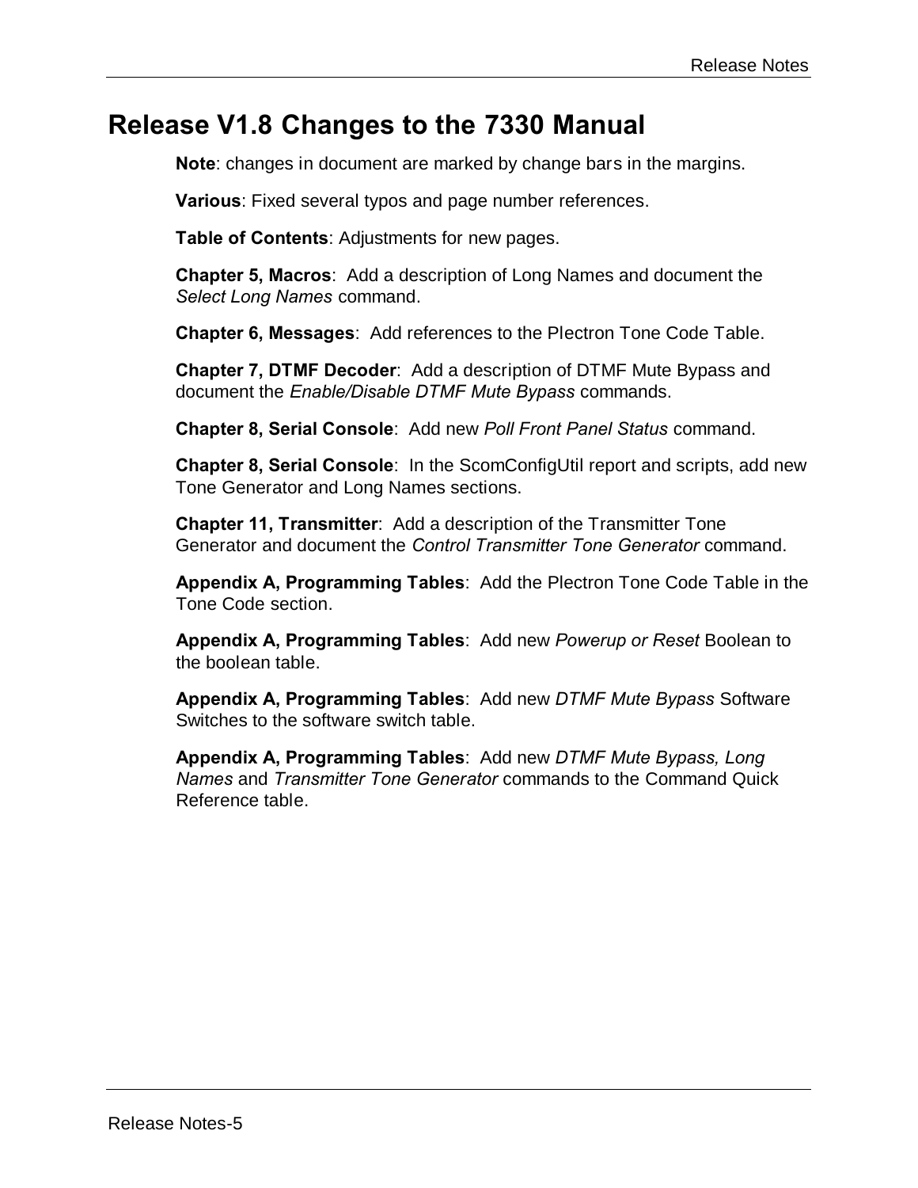# Release V1.8 Changes to the 7330 Manual

**Note**: changes in document are marked by change bars in the margins.

**Various**: Fixed several typos and page number references.

**Table of Contents**: Adjustments for new pages.

**Chapter 5, Macros**: Add a description of Long Names and document the *Select Long Names* command.

**Chapter 6, Messages**: Add references to the Plectron Tone Code Table.

**Chapter 7, DTMF Decoder**: Add a description of DTMF Mute Bypass and document the *Enable/Disable DTMF Mute Bypass* commands.

**Chapter 8, Serial Console**: Add new *Poll Front Panel Status* command.

**Chapter 8, Serial Console**: In the ScomConfigUtil report and scripts, add new Tone Generator and Long Names sections.

**Chapter 11, Transmitter**: Add a description of the Transmitter Tone Generator and document the *Control Transmitter Tone Generator* command.

**Appendix A, Programming Tables**: Add the Plectron Tone Code Table in the Tone Code section.

**Appendix A, Programming Tables**: Add new *Powerup or Reset* Boolean to the boolean table.

**Appendix A, Programming Tables**: Add new *DTMF Mute Bypass* Software Switches to the software switch table.

**Appendix A, Programming Tables**: Add new *DTMF Mute Bypass, Long Names* and *Transmitter Tone Generator* commands to the Command Quick Reference table.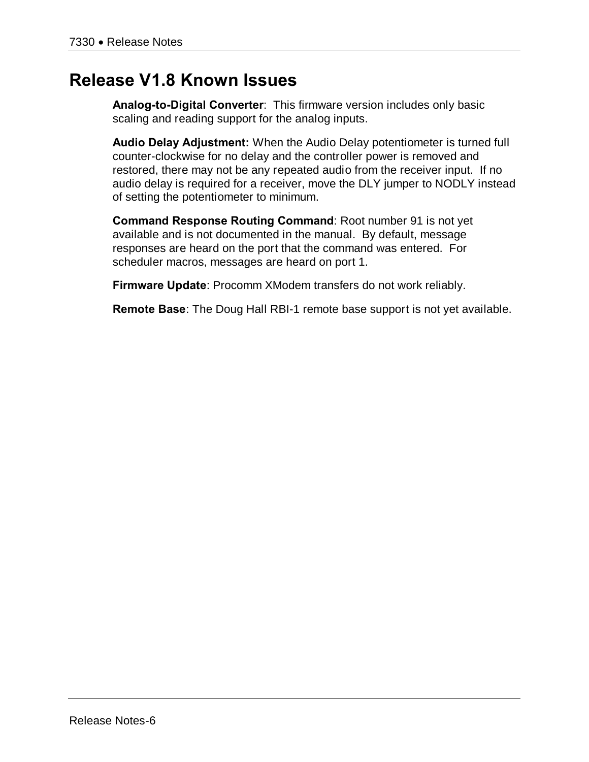# Release V1.8 Known Issues

**Analog-to-Digital Converter**: This firmware version includes only basic scaling and reading support for the analog inputs.

**Audio Delay Adjustment:** When the Audio Delay potentiometer is turned full counter-clockwise for no delay and the controller power is removed and restored, there may not be any repeated audio from the receiver input. If no audio delay is required for a receiver, move the DLY jumper to NODLY instead of setting the potentiometer to minimum.

**Command Response Routing Command**: Root number 91 is not yet available and is not documented in the manual. By default, message responses are heard on the port that the command was entered. For scheduler macros, messages are heard on port 1.

**Firmware Update**: Procomm XModem transfers do not work reliably.

**Remote Base**: The Doug Hall RBI-1 remote base support is not yet available.